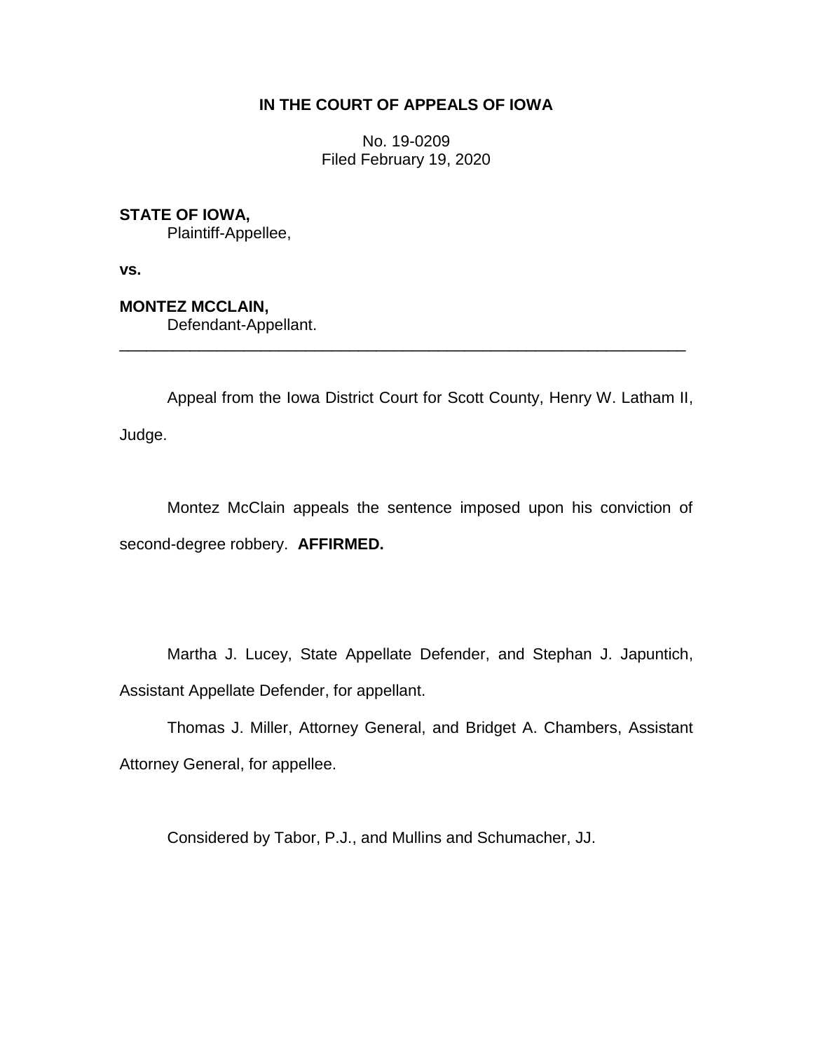**IN THE COURT OF APPEALS OF IOWA**

No. 19-0209
Filed February 19, 2020

**STATE OF IOWA,**
Plaintiff-Appellee,

**vs.**

**MONTEZ MCCLAIN,**
Defendant-Appellant.

---

Appeal from the Iowa District Court for Scott County, Henry W. Latham II, Judge.

Montez McClain appeals the sentence imposed upon his conviction of second-degree robbery. **AFFIRMED.**

Martha J. Lucey, State Appellate Defender, and Stephan J. Japuntich, Assistant Appellate Defender, for appellant.

Thomas J. Miller, Attorney General, and Bridget A. Chambers, Assistant Attorney General, for appellee.

Considered by Tabor, P.J., and Mullins and Schumacher, JJ.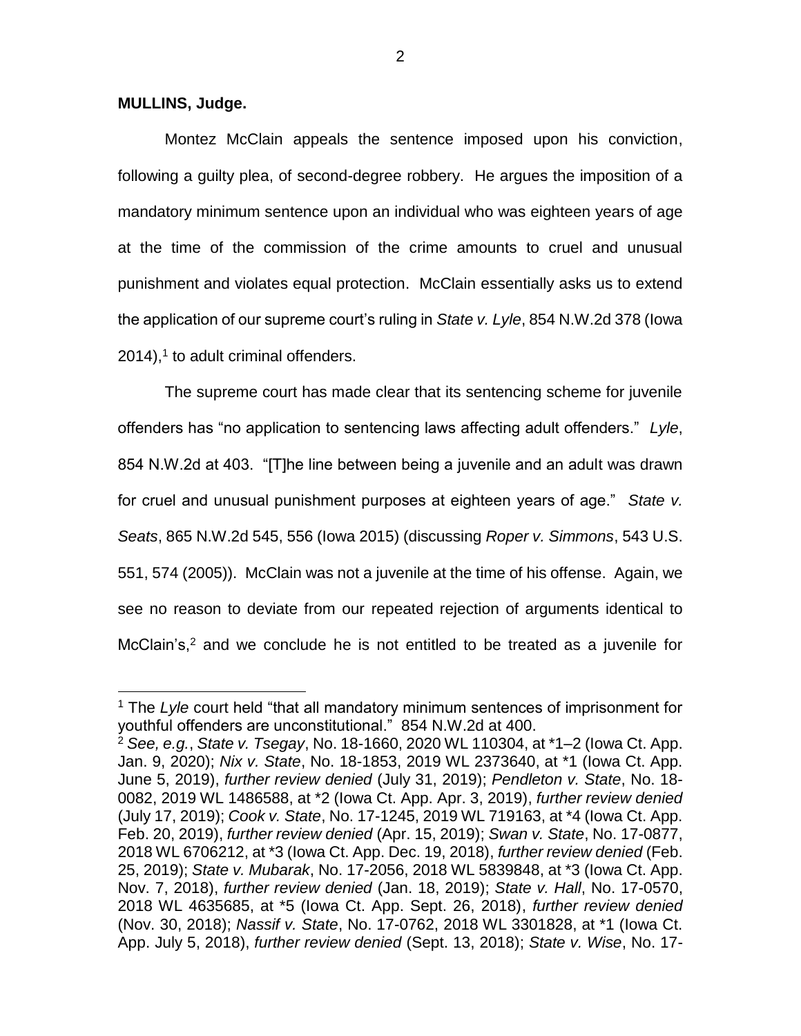**MULLINS, Judge.**

Montez McClain appeals the sentence imposed upon his conviction, following a guilty plea, of second-degree robbery. He argues the imposition of a mandatory minimum sentence upon an individual who was eighteen years of age at the time of the commission of the crime amounts to cruel and unusual punishment and violates equal protection. McClain essentially asks us to extend the application of our supreme court's ruling in *State v. Lyle*, 854 N.W.2d 378 (Iowa 2014),[1] to adult criminal offenders.

The supreme court has made clear that its sentencing scheme for juvenile offenders has "no application to sentencing laws affecting adult offenders." *Lyle*, 854 N.W.2d at 403. "[T]he line between being a juvenile and an adult was drawn for cruel and unusual punishment purposes at eighteen years of age." *State v. Seats*, 865 N.W.2d 545, 556 (Iowa 2015) (discussing *Roper v. Simmons*, 543 U.S. 551, 574 (2005)). McClain was not a juvenile at the time of his offense. Again, we see no reason to deviate from our repeated rejection of arguments identical to McClain's,[2] and we conclude he is not entitled to be treated as a juvenile for

---

[1] The *Lyle* court held "that all mandatory minimum sentences of imprisonment for youthful offenders are unconstitutional." 854 N.W.2d at 400.

[2] *See, e.g.*, *State v. Tsegay*, No. 18-1660, 2020 WL 110304, at *1–2 (Iowa Ct. App. Jan. 9, 2020); *Nix v. State*, No. 18-1853, 2019 WL 2373640, at *1 (Iowa Ct. App. June 5, 2019), *further review denied* (July 31, 2019); *Pendleton v. State*, No. 18-0082, 2019 WL 1486588, at *2 (Iowa Ct. App. Apr. 3, 2019), *further review denied* (July 17, 2019); *Cook v. State*, No. 17-1245, 2019 WL 719163, at *4 (Iowa Ct. App. Feb. 20, 2019), *further review denied* (Apr. 15, 2019); *Swan v. State*, No. 17-0877, 2018 WL 6706212, at *3 (Iowa Ct. App. Dec. 19, 2018), *further review denied* (Feb. 25, 2019); *State v. Mubarak*, No. 17-2056, 2018 WL 5839848, at *3 (Iowa Ct. App. Nov. 7, 2018), *further review denied* (Jan. 18, 2019); *State v. Hall*, No. 17-0570, 2018 WL 4635685, at *5 (Iowa Ct. App. Sept. 26, 2018), *further review denied* (Nov. 30, 2018); *Nassif v. State*, No. 17-0762, 2018 WL 3301828, at *1 (Iowa Ct. App. July 5, 2018), *further review denied* (Sept. 13, 2018); *State v. Wise*, No. 17-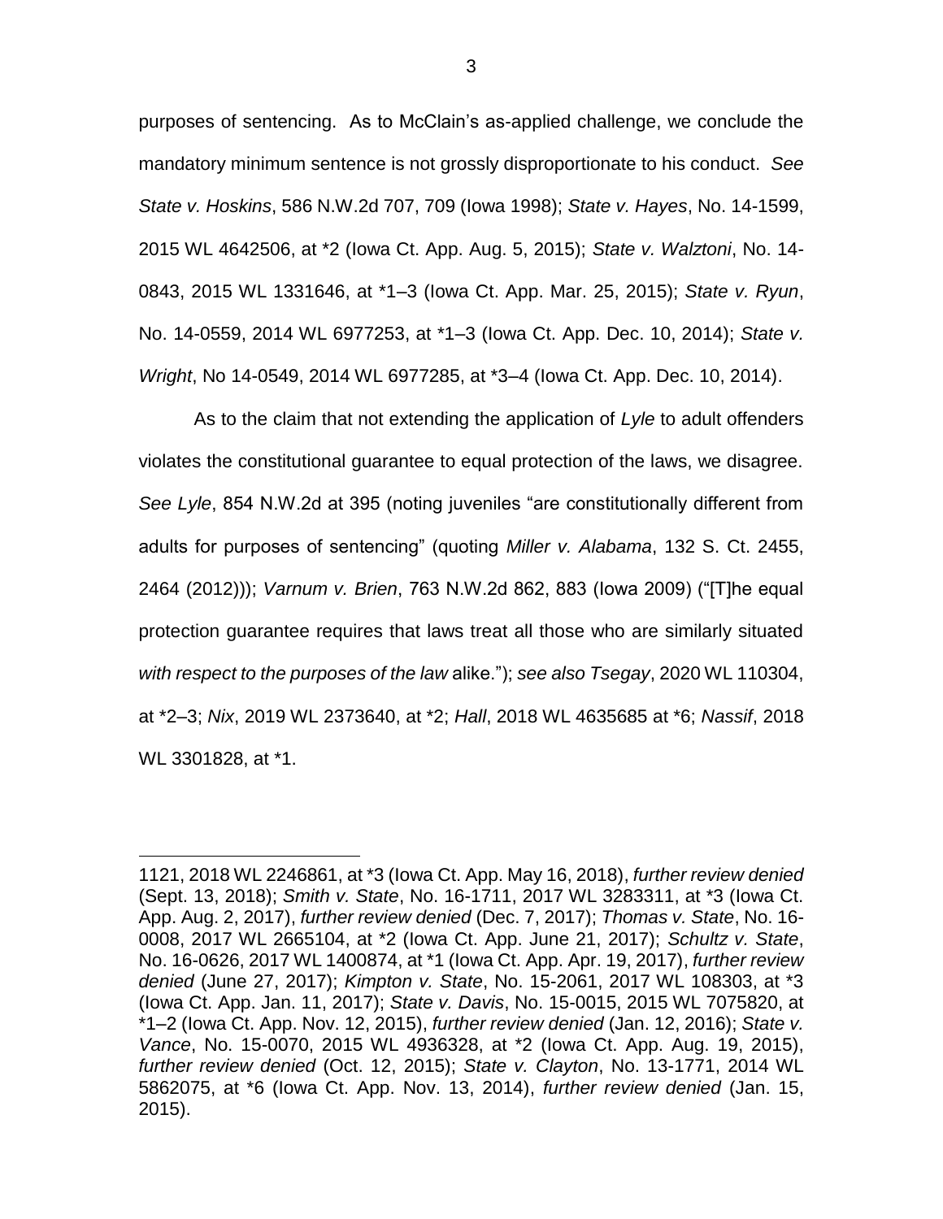purposes of sentencing. As to McClain's as-applied challenge, we conclude the mandatory minimum sentence is not grossly disproportionate to his conduct. *See State v. Hoskins*, 586 N.W.2d 707, 709 (Iowa 1998); *State v. Hayes*, No. 14-1599, 2015 WL 4642506, at *2 (Iowa Ct. App. Aug. 5, 2015); *State v. Walztoni*, No. 14-0843, 2015 WL 1331646, at *1–3 (Iowa Ct. App. Mar. 25, 2015); *State v. Ryun*, No. 14-0559, 2014 WL 6977253, at *1–3 (Iowa Ct. App. Dec. 10, 2014); *State v. Wright*, No 14-0549, 2014 WL 6977285, at *3–4 (Iowa Ct. App. Dec. 10, 2014).

As to the claim that not extending the application of *Lyle* to adult offenders violates the constitutional guarantee to equal protection of the laws, we disagree. *See Lyle*, 854 N.W.2d at 395 (noting juveniles "are constitutionally different from adults for purposes of sentencing" (quoting *Miller v. Alabama*, 132 S. Ct. 2455, 2464 (2012))); *Varnum v. Brien*, 763 N.W.2d 862, 883 (Iowa 2009) ("[T]he equal protection guarantee requires that laws treat all those who are similarly situated *with respect to the purposes of the law* alike."); *see also Tsegay*, 2020 WL 110304, at *2–3; *Nix*, 2019 WL 2373640, at *2; *Hall*, 2018 WL 4635685 at *6; *Nassif*, 2018 WL 3301828, at *1.

---

1121, 2018 WL 2246861, at *3 (Iowa Ct. App. May 16, 2018), *further review denied* (Sept. 13, 2018); *Smith v. State*, No. 16-1711, 2017 WL 3283311, at *3 (Iowa Ct. App. Aug. 2, 2017), *further review denied* (Dec. 7, 2017); *Thomas v. State*, No. 16-0008, 2017 WL 2665104, at *2 (Iowa Ct. App. June 21, 2017); *Schultz v. State*, No. 16-0626, 2017 WL 1400874, at *1 (Iowa Ct. App. Apr. 19, 2017), *further review denied* (June 27, 2017); *Kimpton v. State*, No. 15-2061, 2017 WL 108303, at *3 (Iowa Ct. App. Jan. 11, 2017); *State v. Davis*, No. 15-0015, 2015 WL 7075820, at *1–2 (Iowa Ct. App. Nov. 12, 2015), *further review denied* (Jan. 12, 2016); *State v. Vance*, No. 15-0070, 2015 WL 4936328, at *2 (Iowa Ct. App. Aug. 19, 2015), *further review denied* (Oct. 12, 2015); *State v. Clayton*, No. 13-1771, 2014 WL 5862075, at *6 (Iowa Ct. App. Nov. 13, 2014), *further review denied* (Jan. 15, 2015).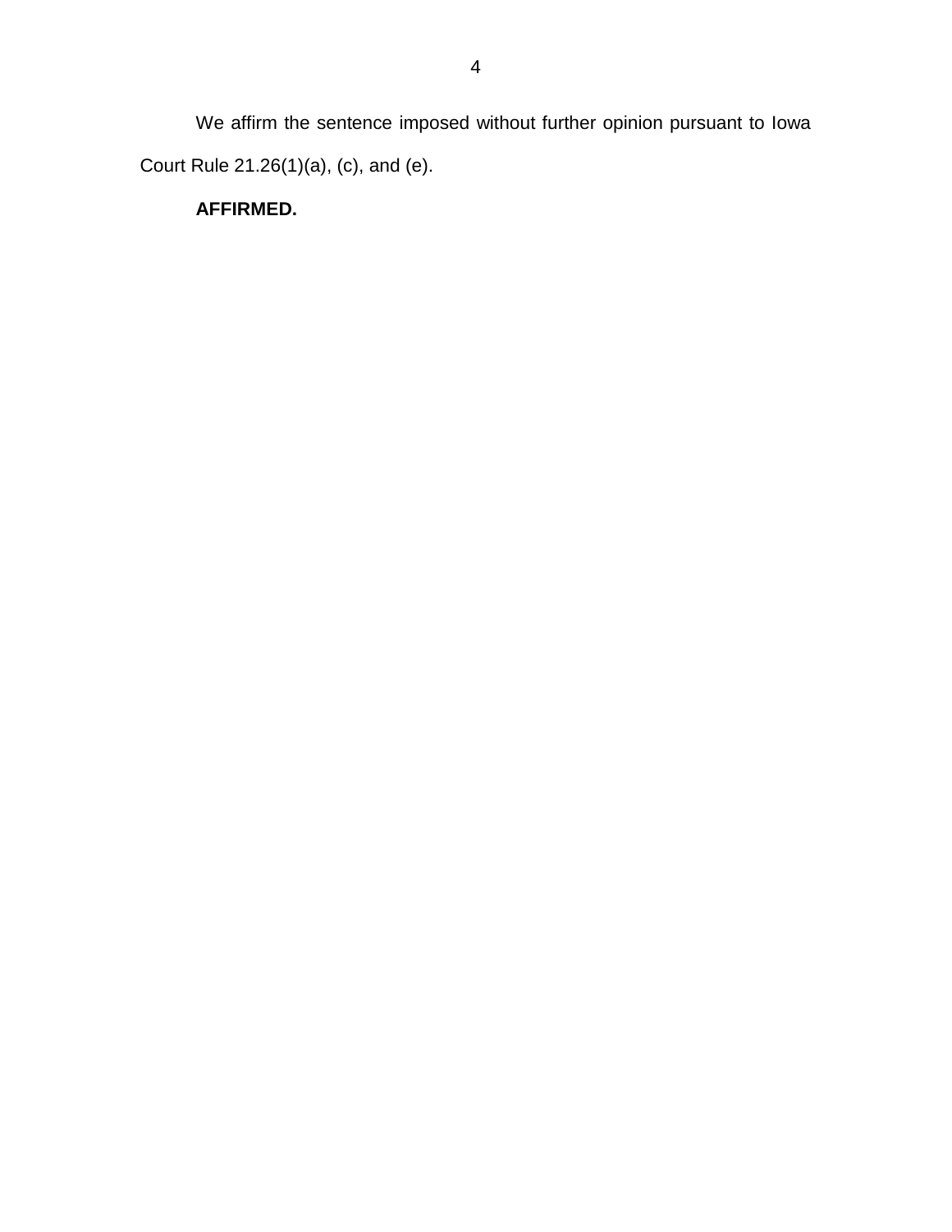We affirm the sentence imposed without further opinion pursuant to Iowa Court Rule 21.26(1)(a), (c), and (e).

**AFFIRMED.**